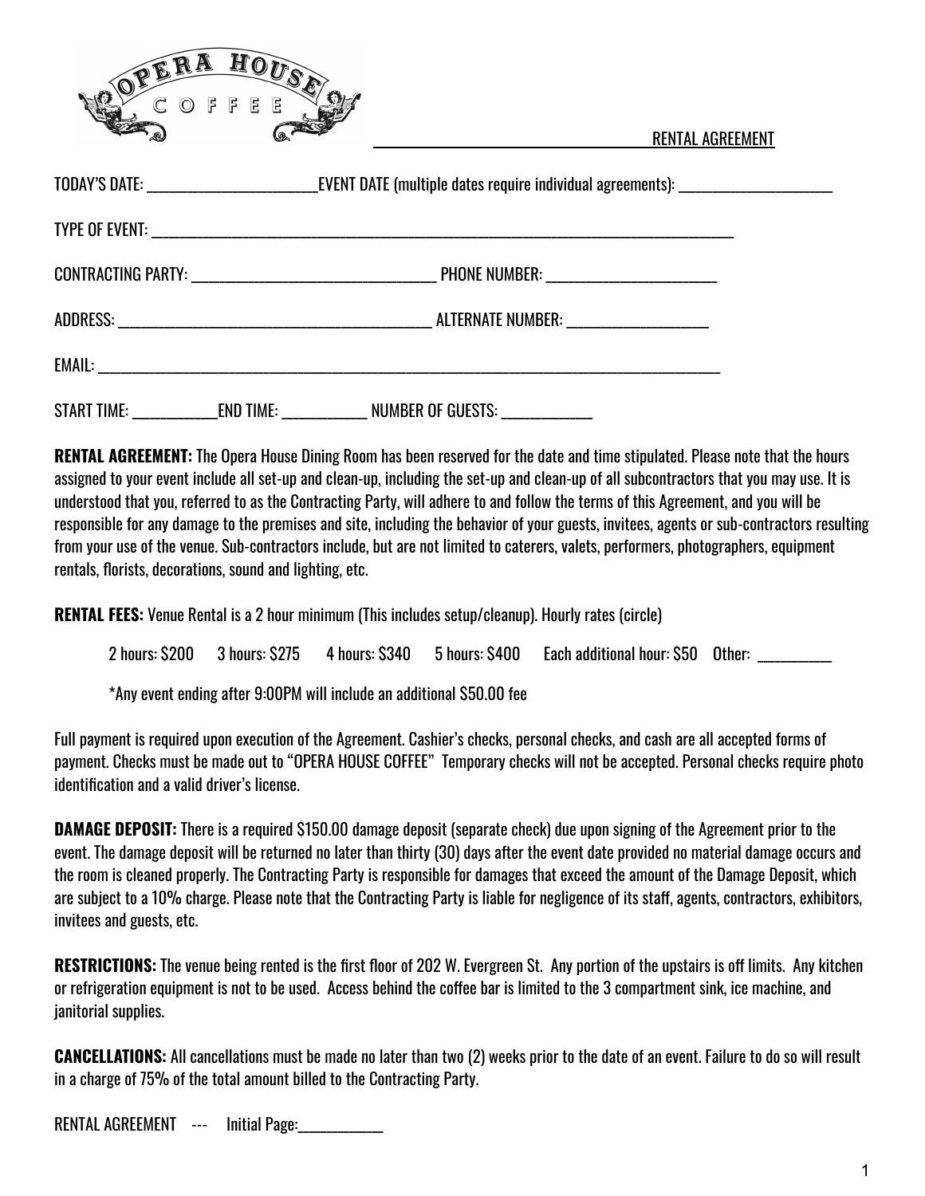**OPERA HOUSE COFFEE**

## RENTAL AGREEMENT

TODAY'S DATE: ______________________ EVENT DATE (multiple dates require individual agreements): ____________________

TYPE OF EVENT: ______________________________________________________________________________

CONTRACTING PARTY: ________________________________ PHONE NUMBER: _______________________

ADDRESS: __________________________________________ ALTERNATE NUMBER: ___________________

EMAIL: ______________________________________________________________________________________

START TIME: ___________ END TIME: ___________ NUMBER OF GUESTS: ____________

**RENTAL AGREEMENT:** The Opera House Dining Room has been reserved for the date and time stipulated. Please note that the hours assigned to your event include all set-up and clean-up, including the set-up and clean-up of all subcontractors that you may use. It is understood that you, referred to as the Contracting Party, will adhere to and follow the terms of this Agreement, and you will be responsible for any damage to the premises and site, including the behavior of your guests, invitees, agents or sub-contractors resulting from your use of the venue. Sub-contractors include, but are not limited to caterers, valets, performers, photographers, equipment rentals, florists, decorations, sound and lighting, etc.

**RENTAL FEES:** Venue Rental is a 2 hour minimum (This includes setup/cleanup). Hourly rates (circle)

2 hours: $200  3 hours: $275  4 hours: $340  5 hours: $400  Each additional hour: $50  Other: __________

*Any event ending after 9:00PM will include an additional $50.00 fee

Full payment is required upon execution of the Agreement. Cashier's checks, personal checks, and cash are all accepted forms of payment. Checks must be made out to "OPERA HOUSE COFFEE" Temporary checks will not be accepted. Personal checks require photo identification and a valid driver's license.

**DAMAGE DEPOSIT:** There is a required $150.00 damage deposit (separate check) due upon signing of the Agreement prior to the event. The damage deposit will be returned no later than thirty (30) days after the event date provided no material damage occurs and the room is cleaned properly. The Contracting Party is responsible for damages that exceed the amount of the Damage Deposit, which are subject to a 10% charge. Please note that the Contracting Party is liable for negligence of its staff, agents, contractors, exhibitors, invitees and guests, etc.

**RESTRICTIONS:** The venue being rented is the first floor of 202 W. Evergreen St. Any portion of the upstairs is off limits. Any kitchen or refrigeration equipment is not to be used. Access behind the coffee bar is limited to the 3 compartment sink, ice machine, and janitorial supplies.

**CANCELLATIONS:** All cancellations must be made no later than two (2) weeks prior to the date of an event. Failure to do so will result in a charge of 75% of the total amount billed to the Contracting Party.

RENTAL AGREEMENT --- Initial Page:___________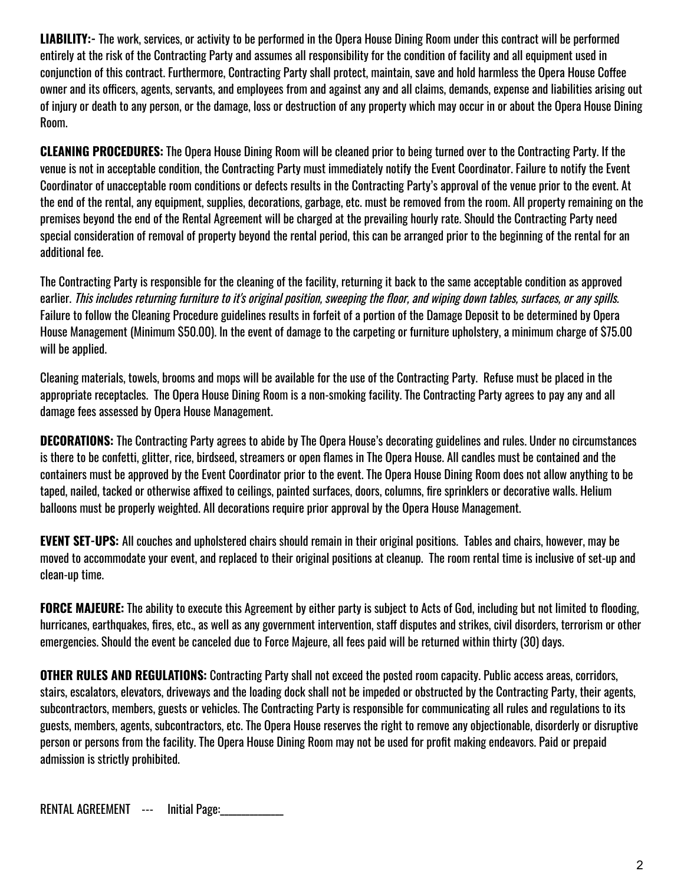**LIABILITY:**- The work, services, or activity to be performed in the Opera House Dining Room under this contract will be performed entirely at the risk of the Contracting Party and assumes all responsibility for the condition of facility and all equipment used in conjunction of this contract. Furthermore, Contracting Party shall protect, maintain, save and hold harmless the Opera House Coffee owner and its officers, agents, servants, and employees from and against any and all claims, demands, expense and liabilities arising out of injury or death to any person, or the damage, loss or destruction of any property which may occur in or about the Opera House Dining Room.

**CLEANING PROCEDURES:** The Opera House Dining Room will be cleaned prior to being turned over to the Contracting Party. If the venue is not in acceptable condition, the Contracting Party must immediately notify the Event Coordinator. Failure to notify the Event Coordinator of unacceptable room conditions or defects results in the Contracting Party's approval of the venue prior to the event. At the end of the rental, any equipment, supplies, decorations, garbage, etc. must be removed from the room. All property remaining on the premises beyond the end of the Rental Agreement will be charged at the prevailing hourly rate. Should the Contracting Party need special consideration of removal of property beyond the rental period, this can be arranged prior to the beginning of the rental for an additional fee.

The Contracting Party is responsible for the cleaning of the facility, returning it back to the same acceptable condition as approved earlier. *This includes returning furniture to it's original position, sweeping the floor, and wiping down tables, surfaces, or any spills.* Failure to follow the Cleaning Procedure guidelines results in forfeit of a portion of the Damage Deposit to be determined by Opera House Management (Minimum $50.00). In the event of damage to the carpeting or furniture upholstery, a minimum charge of $75.00 will be applied.

Cleaning materials, towels, brooms and mops will be available for the use of the Contracting Party. Refuse must be placed in the appropriate receptacles. The Opera House Dining Room is a non-smoking facility. The Contracting Party agrees to pay any and all damage fees assessed by Opera House Management.

**DECORATIONS:** The Contracting Party agrees to abide by The Opera House's decorating guidelines and rules. Under no circumstances is there to be confetti, glitter, rice, birdseed, streamers or open flames in The Opera House. All candles must be contained and the containers must be approved by the Event Coordinator prior to the event. The Opera House Dining Room does not allow anything to be taped, nailed, tacked or otherwise affixed to ceilings, painted surfaces, doors, columns, fire sprinklers or decorative walls. Helium balloons must be properly weighted. All decorations require prior approval by the Opera House Management.

**EVENT SET-UPS:** All couches and upholstered chairs should remain in their original positions. Tables and chairs, however, may be moved to accommodate your event, and replaced to their original positions at cleanup. The room rental time is inclusive of set-up and clean-up time.

**FORCE MAJEURE:** The ability to execute this Agreement by either party is subject to Acts of God, including but not limited to flooding, hurricanes, earthquakes, fires, etc., as well as any government intervention, staff disputes and strikes, civil disorders, terrorism or other emergencies. Should the event be canceled due to Force Majeure, all fees paid will be returned within thirty (30) days.

**OTHER RULES AND REGULATIONS:** Contracting Party shall not exceed the posted room capacity. Public access areas, corridors, stairs, escalators, elevators, driveways and the loading dock shall not be impeded or obstructed by the Contracting Party, their agents, subcontractors, members, guests or vehicles. The Contracting Party is responsible for communicating all rules and regulations to its guests, members, agents, subcontractors, etc. The Opera House reserves the right to remove any objectionable, disorderly or disruptive person or persons from the facility. The Opera House Dining Room may not be used for profit making endeavors. Paid or prepaid admission is strictly prohibited.

RENTAL AGREEMENT --- Initial Page:___________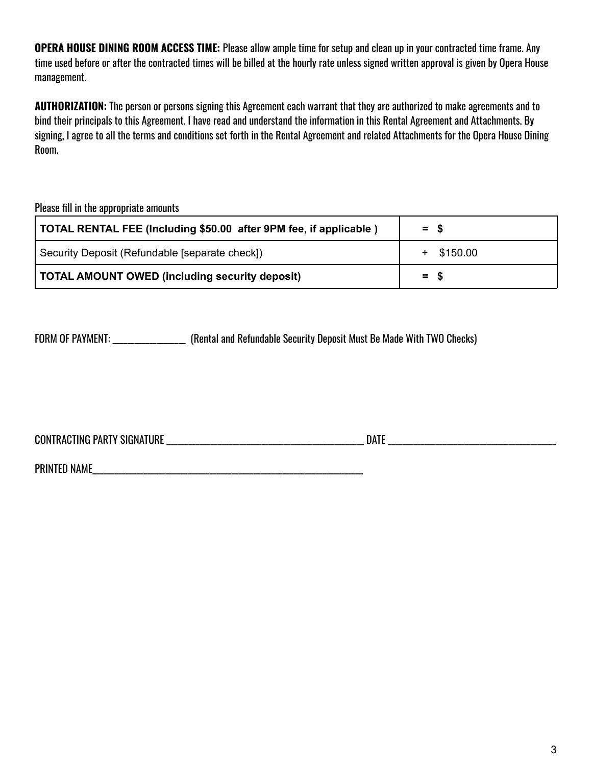**OPERA HOUSE DINING ROOM ACCESS TIME:** Please allow ample time for setup and clean up in your contracted time frame. Any time used before or after the contracted times will be billed at the hourly rate unless signed written approval is given by Opera House management.

**AUTHORIZATION:** The person or persons signing this Agreement each warrant that they are authorized to make agreements and to bind their principals to this Agreement. I have read and understand the information in this Rental Agreement and Attachments. By signing, I agree to all the terms and conditions set forth in the Rental Agreement and related Attachments for the Opera House Dining Room.

Please fill in the appropriate amounts

| | |
|---|---|
| **TOTAL RENTAL FEE (Including $50.00 after 9PM fee, if applicable )** | **= $** |
| Security Deposit (Refundable [separate check]) | + $150.00 |
| **TOTAL AMOUNT OWED (including security deposit)** | **= $** |

FORM OF PAYMENT: _______________ (Rental and Refundable Security Deposit Must Be Made With TWO Checks)

CONTRACTING PARTY SIGNATURE ________________________________________ DATE ___________________________________

PRINTED NAME_______________________________________________________